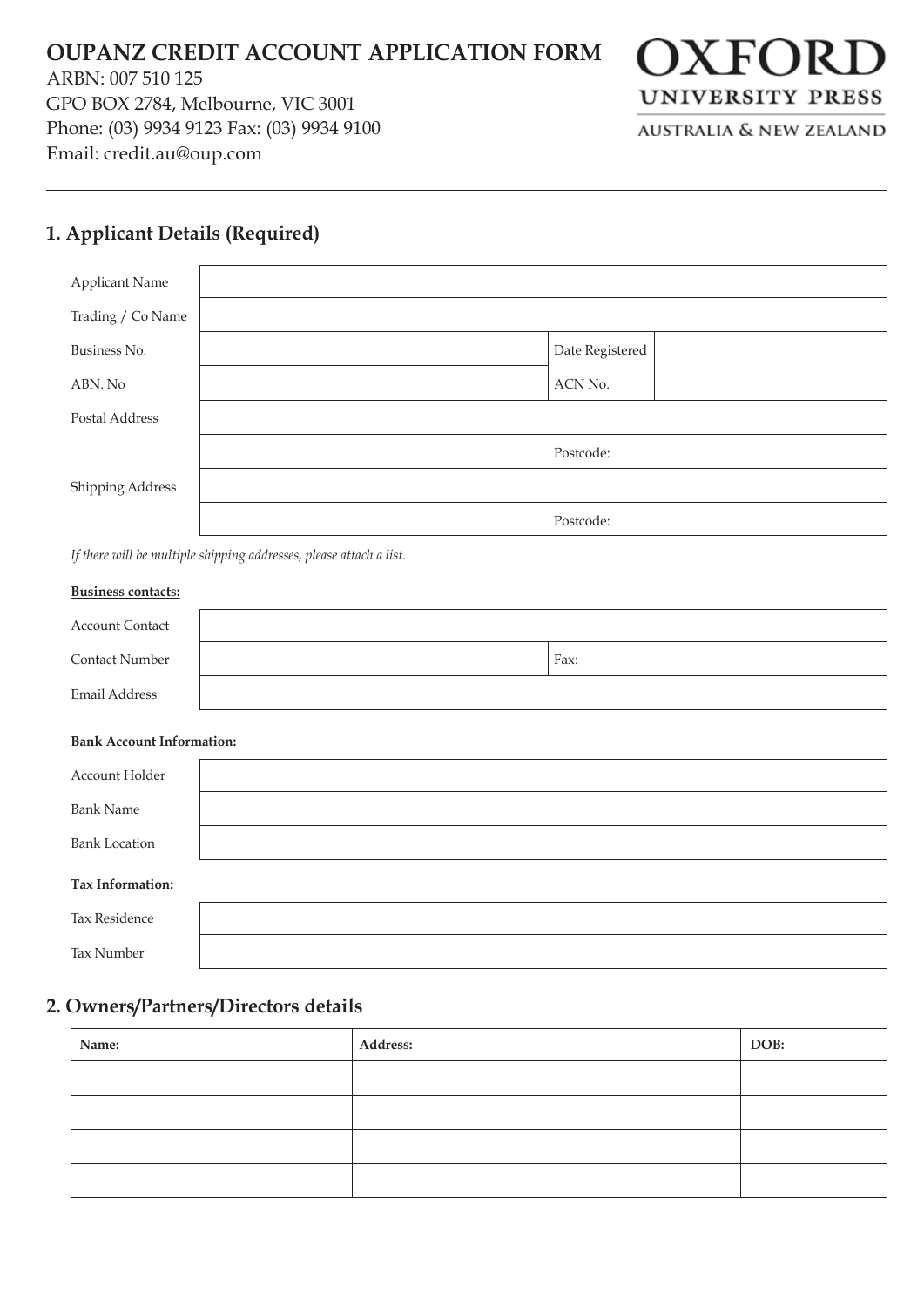# OUPANZ CREDIT ACCOUNT APPLICATION FORM

ARBN: 007 510 125
GPO BOX 2784, Melbourne, VIC 3001
Phone: (03) 9934 9123 Fax: (03) 9934 9100
Email: credit.au@oup.com

OXFORD UNIVERSITY PRESS
AUSTRALIA & NEW ZEALAND

## 1. Applicant Details (Required)

| | | | |
|---|---|---|---|
| Applicant Name | | | |
| Trading / Co Name | | | |
| Business No. | | Date Registered | |
| ABN. No | | ACN No. | |
| Postal Address | | | |
| | | Postcode: | |
| Shipping Address | | | |
| | | Postcode: | |

*If there will be multiple shipping addresses, please attach a list.*

**Business contacts:**

| | | |
|---|---|---|
| Account Contact | | |
| Contact Number | | Fax: |
| Email Address | | |

**Bank Account Information:**

| | |
|---|---|
| Account Holder | |
| Bank Name | |
| Bank Location | |

**Tax Information:**

| | |
|---|---|
| Tax Residence | |
| Tax Number | |

## 2. Owners/Partners/Directors details

| Name: | Address: | DOB: |
|---|---|---|
| | | |
| | | |
| | | |
| | | |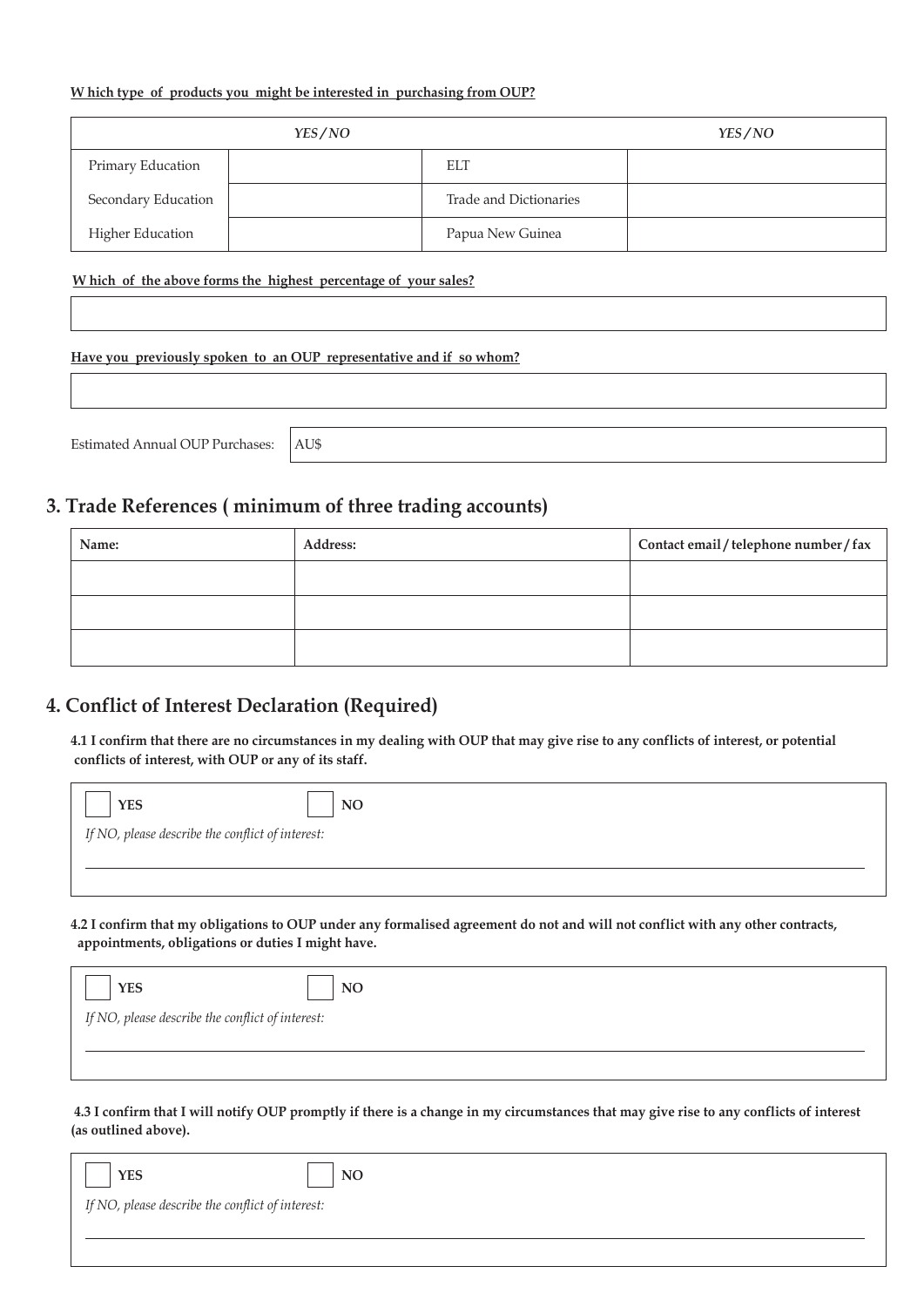**Which type of products you might be interested in purchasing from OUP?**

| | YES / NO | | YES / NO |
|---|---|---|---|
| Primary Education | | ELT | |
| Secondary Education | | Trade and Dictionaries | |
| Higher Education | | Papua New Guinea | |

**Which of the above forms the highest percentage of your sales?**

**Have you previously spoken to an OUP representative and if so whom?**

Estimated Annual OUP Purchases: AU$

## 3. Trade References ( minimum of three trading accounts)

| Name: | Address: | Contact email / telephone number / fax |
|---|---|---|
| | | |
| | | |
| | | |

## 4. Conflict of Interest Declaration (Required)

**4.1 I confirm that there are no circumstances in my dealing with OUP that may give rise to any conflicts of interest, or potential conflicts of interest, with OUP or any of its staff.**

☐ **YES** ☐ **NO**

*If NO, please describe the conflict of interest:*

**4.2 I confirm that my obligations to OUP under any formalised agreement do not and will not conflict with any other contracts, appointments, obligations or duties I might have.**

☐ **YES** ☐ **NO**

*If NO, please describe the conflict of interest:*

**4.3 I confirm that I will notify OUP promptly if there is a change in my circumstances that may give rise to any conflicts of interest (as outlined above).**

☐ **YES** ☐ **NO**

*If NO, please describe the conflict of interest:*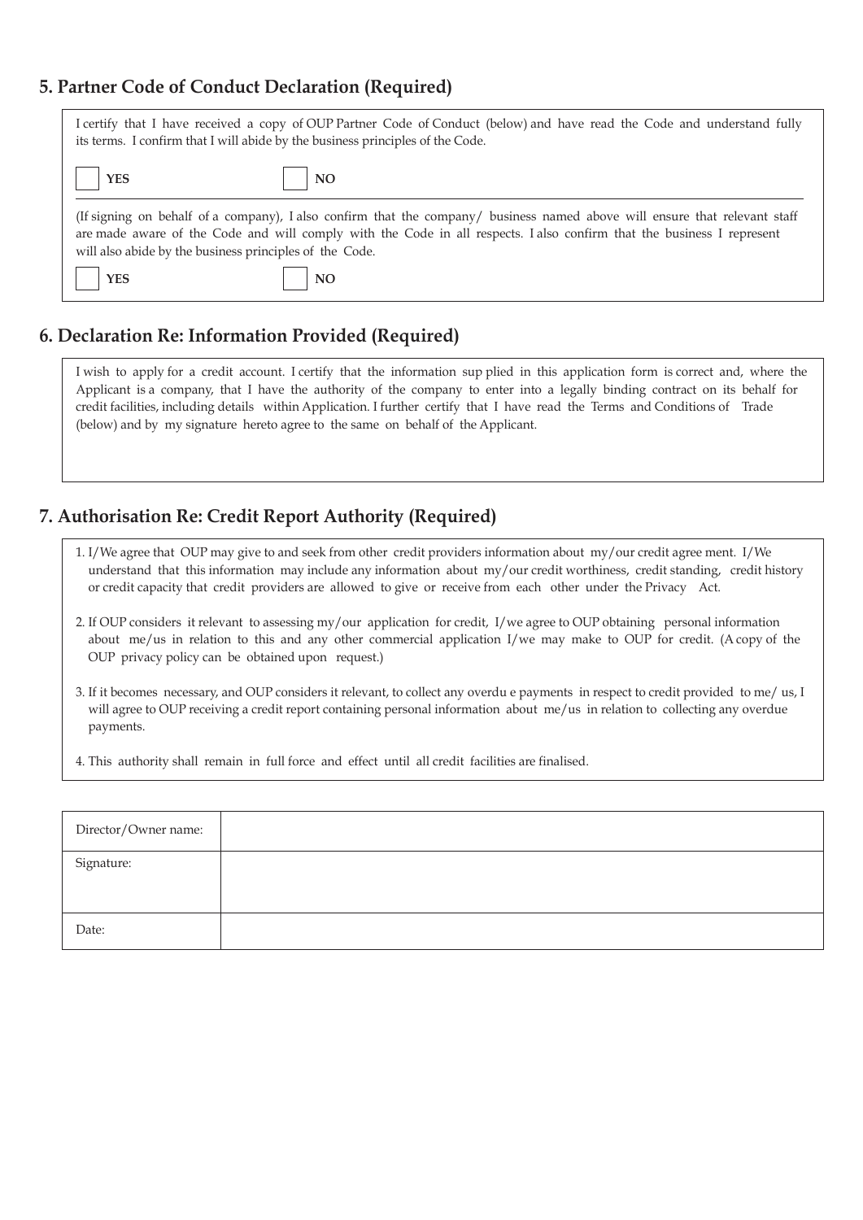## 5. Partner Code of Conduct Declaration (Required)

I certify that I have received a copy of OUP Partner Code of Conduct (below) and have read the Code and understand fully its terms. I confirm that I will abide by the business principles of the Code.

☐ **YES** ☐ **NO**

(If signing on behalf of a company), I also confirm that the company/ business named above will ensure that relevant staff are made aware of the Code and will comply with the Code in all respects. I also confirm that the business I represent will also abide by the business principles of the Code.

☐ **YES** ☐ **NO**

## 6. Declaration Re: Information Provided (Required)

I wish to apply for a credit account. I certify that the information sup plied in this application form is correct and, where the Applicant is a company, that I have the authority of the company to enter into a legally binding contract on its behalf for credit facilities, including details within Application. I further certify that I have read the Terms and Conditions of Trade (below) and by my signature hereto agree to the same on behalf of the Applicant.

## 7. Authorisation Re: Credit Report Authority (Required)

1. I/We agree that OUP may give to and seek from other credit providers information about my/our credit agree ment. I/We understand that this information may include any information about my/our credit worthiness, credit standing, credit history or credit capacity that credit providers are allowed to give or receive from each other under the Privacy Act.
2. If OUP considers it relevant to assessing my/our application for credit, I/we agree to OUP obtaining personal information about me/us in relation to this and any other commercial application I/we may make to OUP for credit. (A copy of the OUP privacy policy can be obtained upon request.)
3. If it becomes necessary, and OUP considers it relevant, to collect any overdu e payments in respect to credit provided to me/ us, I will agree to OUP receiving a credit report containing personal information about me/us in relation to collecting any overdue payments.
4. This authority shall remain in full force and effect until all credit facilities are finalised.

| | |
|---|---|
| Director/Owner name: | |
| Signature: | |
| Date: | |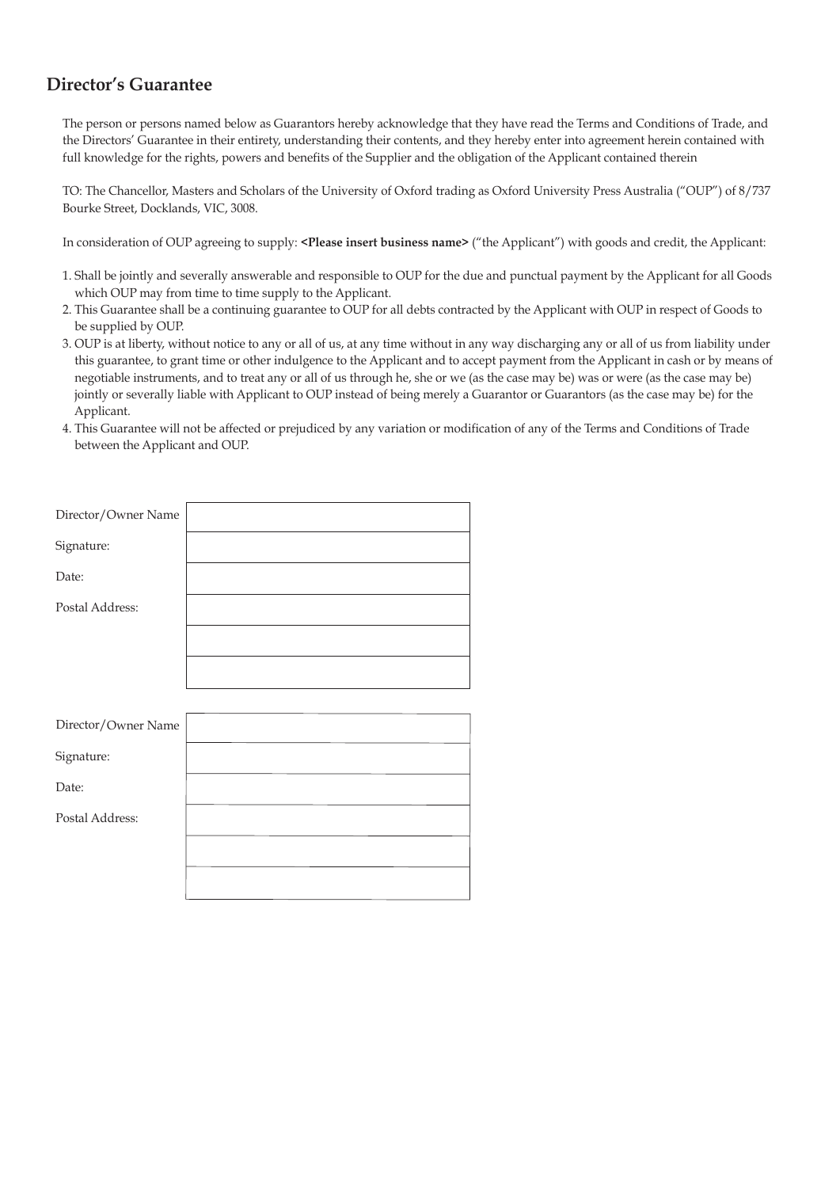## Director's Guarantee

The person or persons named below as Guarantors hereby acknowledge that they have read the Terms and Conditions of Trade, and the Directors' Guarantee in their entirety, understanding their contents, and they hereby enter into agreement herein contained with full knowledge for the rights, powers and benefits of the Supplier and the obligation of the Applicant contained therein

TO: The Chancellor, Masters and Scholars of the University of Oxford trading as Oxford University Press Australia ("OUP") of 8/737 Bourke Street, Docklands, VIC, 3008.

In consideration of OUP agreeing to supply: **<Please insert business name>** ("the Applicant") with goods and credit, the Applicant:

1. Shall be jointly and severally answerable and responsible to OUP for the due and punctual payment by the Applicant for all Goods which OUP may from time to time supply to the Applicant.
2. This Guarantee shall be a continuing guarantee to OUP for all debts contracted by the Applicant with OUP in respect of Goods to be supplied by OUP.
3. OUP is at liberty, without notice to any or all of us, at any time without in any way discharging any or all of us from liability under this guarantee, to grant time or other indulgence to the Applicant and to accept payment from the Applicant in cash or by means of negotiable instruments, and to treat any or all of us through he, she or we (as the case may be) was or were (as the case may be) jointly or severally liable with Applicant to OUP instead of being merely a Guarantor or Guarantors (as the case may be) for the Applicant.
4. This Guarantee will not be affected or prejudiced by any variation or modification of any of the Terms and Conditions of Trade between the Applicant and OUP.

| | |
|---|---|
| Director/Owner Name | |
| Signature: | |
| Date: | |
| Postal Address: | |
| | |
| | |

| | |
|---|---|
| Director/Owner Name | |
| Signature: | |
| Date: | |
| Postal Address: | |
| | |
| | |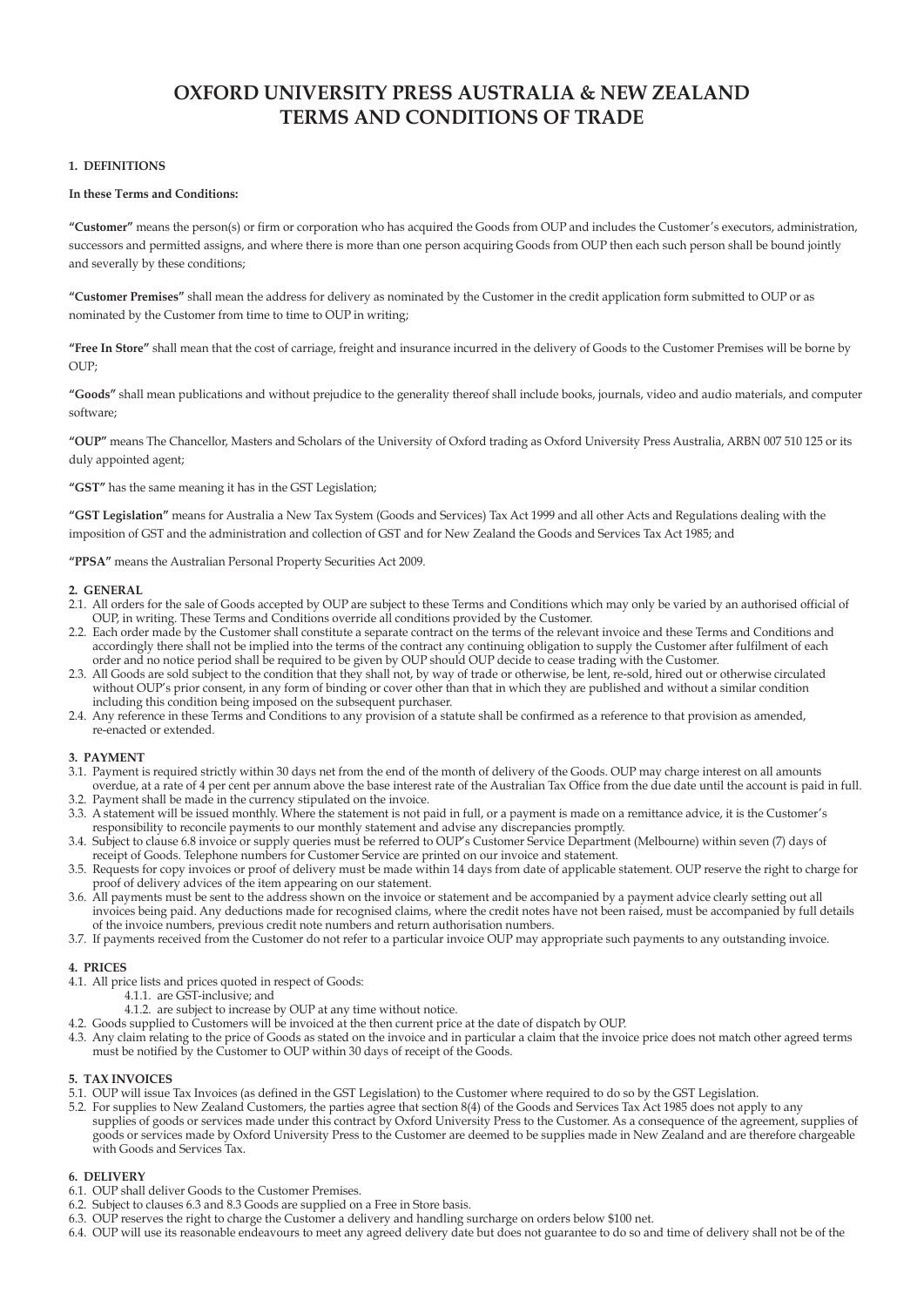# OXFORD UNIVERSITY PRESS AUSTRALIA & NEW ZEALAND TERMS AND CONDITIONS OF TRADE

**1. DEFINITIONS**

**In these Terms and Conditions:**

**"Customer"** means the person(s) or firm or corporation who has acquired the Goods from OUP and includes the Customer's executors, administration, successors and permitted assigns, and where there is more than one person acquiring Goods from OUP then each such person shall be bound jointly and severally by these conditions;

**"Customer Premises"** shall mean the address for delivery as nominated by the Customer in the credit application form submitted to OUP or as nominated by the Customer from time to time to OUP in writing;

**"Free In Store"** shall mean that the cost of carriage, freight and insurance incurred in the delivery of Goods to the Customer Premises will be borne by OUP;

**"Goods"** shall mean publications and without prejudice to the generality thereof shall include books, journals, video and audio materials, and computer software;

**"OUP"** means The Chancellor, Masters and Scholars of the University of Oxford trading as Oxford University Press Australia, ARBN 007 510 125 or its duly appointed agent;

**"GST"** has the same meaning it has in the GST Legislation;

**"GST Legislation"** means for Australia a New Tax System (Goods and Services) Tax Act 1999 and all other Acts and Regulations dealing with the imposition of GST and the administration and collection of GST and for New Zealand the Goods and Services Tax Act 1985; and

**"PPSA"** means the Australian Personal Property Securities Act 2009.

**2. GENERAL**

2.1. All orders for the sale of Goods accepted by OUP are subject to these Terms and Conditions which may only be varied by an authorised official of OUP, in writing. These Terms and Conditions override all conditions provided by the Customer.

2.2. Each order made by the Customer shall constitute a separate contract on the terms of the relevant invoice and these Terms and Conditions and accordingly there shall not be implied into the terms of the contract any continuing obligation to supply the Customer after fulfilment of each order and no notice period shall be required to be given by OUP should OUP decide to cease trading with the Customer.

2.3. All Goods are sold subject to the condition that they shall not, by way of trade or otherwise, be lent, re-sold, hired out or otherwise circulated without OUP's prior consent, in any form of binding or cover other than that in which they are published and without a similar condition including this condition being imposed on the subsequent purchaser.

2.4. Any reference in these Terms and Conditions to any provision of a statute shall be confirmed as a reference to that provision as amended, re-enacted or extended.

**3. PAYMENT**

3.1. Payment is required strictly within 30 days net from the end of the month of delivery of the Goods. OUP may charge interest on all amounts overdue, at a rate of 4 per cent per annum above the base interest rate of the Australian Tax Office from the due date until the account is paid in full.

3.2. Payment shall be made in the currency stipulated on the invoice.

3.3. A statement will be issued monthly. Where the statement is not paid in full, or a payment is made on a remittance advice, it is the Customer's responsibility to reconcile payments to our monthly statement and advise any discrepancies promptly.

3.4. Subject to clause 6.8 invoice or supply queries must be referred to OUP's Customer Service Department (Melbourne) within seven (7) days of receipt of Goods. Telephone numbers for Customer Service are printed on our invoice and statement.

3.5. Requests for copy invoices or proof of delivery must be made within 14 days from date of applicable statement. OUP reserve the right to charge for proof of delivery advices of the item appearing on our statement.

3.6. All payments must be sent to the address shown on the invoice or statement and be accompanied by a payment advice clearly setting out all invoices being paid. Any deductions made for recognised claims, where the credit notes have not been raised, must be accompanied by full details of the invoice numbers, previous credit note numbers and return authorisation numbers.

3.7. If payments received from the Customer do not refer to a particular invoice OUP may appropriate such payments to any outstanding invoice.

**4. PRICES**

4.1. All price lists and prices quoted in respect of Goods:

4.1.1. are GST-inclusive; and

4.1.2. are subject to increase by OUP at any time without notice.

4.2. Goods supplied to Customers will be invoiced at the then current price at the date of dispatch by OUP.

4.3. Any claim relating to the price of Goods as stated on the invoice and in particular a claim that the invoice price does not match other agreed terms must be notified by the Customer to OUP within 30 days of receipt of the Goods.

**5. TAX INVOICES**

5.1. OUP will issue Tax Invoices (as defined in the GST Legislation) to the Customer where required to do so by the GST Legislation.

5.2. For supplies to New Zealand Customers, the parties agree that section 8(4) of the Goods and Services Tax Act 1985 does not apply to any supplies of goods or services made under this contract by Oxford University Press to the Customer. As a consequence of the agreement, supplies of goods or services made by Oxford University Press to the Customer are deemed to be supplies made in New Zealand and are therefore chargeable with Goods and Services Tax.

**6. DELIVERY**

6.1. OUP shall deliver Goods to the Customer Premises.

6.2. Subject to clauses 6.3 and 8.3 Goods are supplied on a Free in Store basis.

6.3. OUP reserves the right to charge the Customer a delivery and handling surcharge on orders below $100 net.

6.4. OUP will use its reasonable endeavours to meet any agreed delivery date but does not guarantee to do so and time of delivery shall not be of the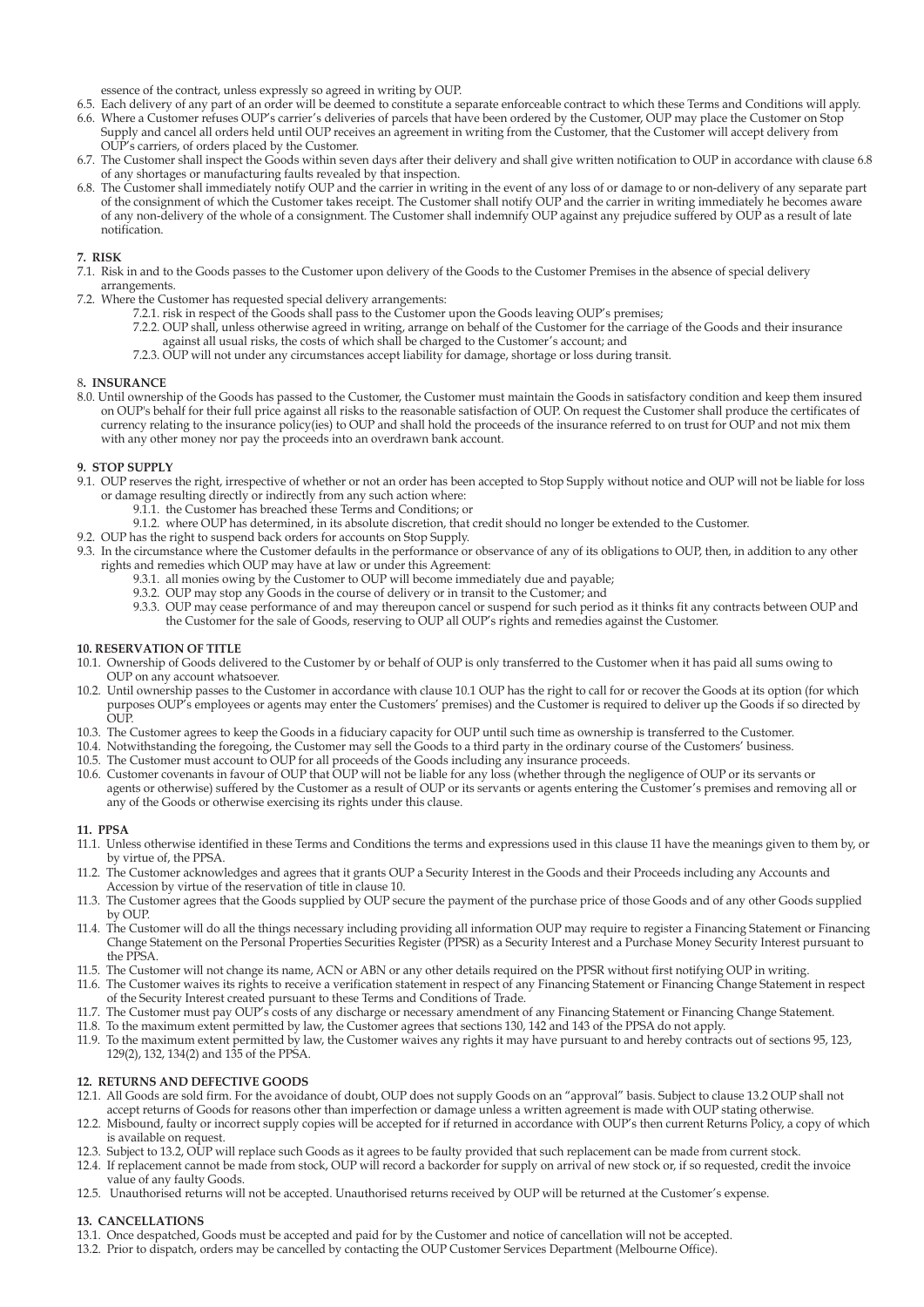essence of the contract, unless expressly so agreed in writing by OUP.

6.5. Each delivery of any part of an order will be deemed to constitute a separate enforceable contract to which these Terms and Conditions will apply.

6.6. Where a Customer refuses OUP's carrier's deliveries of parcels that have been ordered by the Customer, OUP may place the Customer on Stop Supply and cancel all orders held until OUP receives an agreement in writing from the Customer, that the Customer will accept delivery from OUP's carriers, of orders placed by the Customer.

6.7. The Customer shall inspect the Goods within seven days after their delivery and shall give written notification to OUP in accordance with clause 6.8 of any shortages or manufacturing faults revealed by that inspection.

6.8. The Customer shall immediately notify OUP and the carrier in writing in the event of any loss of or damage to or non-delivery of any separate part of the consignment of which the Customer takes receipt. The Customer shall notify OUP and the carrier in writing immediately he becomes aware of any non-delivery of the whole of a consignment. The Customer shall indemnify OUP against any prejudice suffered by OUP as a result of late notification.

**7. RISK**

7.1. Risk in and to the Goods passes to the Customer upon delivery of the Goods to the Customer Premises in the absence of special delivery arrangements.

7.2. Where the Customer has requested special delivery arrangements:

- 7.2.1. risk in respect of the Goods shall pass to the Customer upon the Goods leaving OUP's premises;
- 7.2.2. OUP shall, unless otherwise agreed in writing, arrange on behalf of the Customer for the carriage of the Goods and their insurance against all usual risks, the costs of which shall be charged to the Customer's account; and
- 7.2.3. OUP will not under any circumstances accept liability for damage, shortage or loss during transit.

**8. INSURANCE**

8.0. Until ownership of the Goods has passed to the Customer, the Customer must maintain the Goods in satisfactory condition and keep them insured on OUP's behalf for their full price against all risks to the reasonable satisfaction of OUP. On request the Customer shall produce the certificates of currency relating to the insurance policy(ies) to OUP and shall hold the proceeds of the insurance referred to on trust for OUP and not mix them with any other money nor pay the proceeds into an overdrawn bank account.

**9. STOP SUPPLY**

9.1. OUP reserves the right, irrespective of whether or not an order has been accepted to Stop Supply without notice and OUP will not be liable for loss or damage resulting directly or indirectly from any such action where:

- 9.1.1. the Customer has breached these Terms and Conditions; or
- 9.1.2. where OUP has determined, in its absolute discretion, that credit should no longer be extended to the Customer.

9.2. OUP has the right to suspend back orders for accounts on Stop Supply.

9.3. In the circumstance where the Customer defaults in the performance or observance of any of its obligations to OUP, then, in addition to any other rights and remedies which OUP may have at law or under this Agreement:

- 9.3.1. all monies owing by the Customer to OUP will become immediately due and payable;
- 9.3.2. OUP may stop any Goods in the course of delivery or in transit to the Customer; and
- 9.3.3. OUP may cease performance of and may thereupon cancel or suspend for such period as it thinks fit any contracts between OUP and the Customer for the sale of Goods, reserving to OUP all OUP's rights and remedies against the Customer.

**10. RESERVATION OF TITLE**

10.1. Ownership of Goods delivered to the Customer by or behalf of OUP is only transferred to the Customer when it has paid all sums owing to OUP on any account whatsoever.

10.2. Until ownership passes to the Customer in accordance with clause 10.1 OUP has the right to call for or recover the Goods at its option (for which purposes OUP's employees or agents may enter the Customers' premises) and the Customer is required to deliver up the Goods if so directed by OUP.

10.3. The Customer agrees to keep the Goods in a fiduciary capacity for OUP until such time as ownership is transferred to the Customer.

10.4. Notwithstanding the foregoing, the Customer may sell the Goods to a third party in the ordinary course of the Customers' business.

10.5. The Customer must account to OUP for all proceeds of the Goods including any insurance proceeds.

10.6. Customer covenants in favour of OUP that OUP will not be liable for any loss (whether through the negligence of OUP or its servants or agents or otherwise) suffered by the Customer as a result of OUP or its servants or agents entering the Customer's premises and removing all or any of the Goods or otherwise exercising its rights under this clause.

**11. PPSA**

11.1. Unless otherwise identified in these Terms and Conditions the terms and expressions used in this clause 11 have the meanings given to them by, or by virtue of, the PPSA.

11.2. The Customer acknowledges and agrees that it grants OUP a Security Interest in the Goods and their Proceeds including any Accounts and Accession by virtue of the reservation of title in clause 10.

11.3. The Customer agrees that the Goods supplied by OUP secure the payment of the purchase price of those Goods and of any other Goods supplied by OUP.

11.4. The Customer will do all the things necessary including providing all information OUP may require to register a Financing Statement or Financing Change Statement on the Personal Properties Securities Register (PPSR) as a Security Interest and a Purchase Money Security Interest pursuant to the PPSA.

11.5. The Customer will not change its name, ACN or ABN or any other details required on the PPSR without first notifying OUP in writing.

11.6. The Customer waives its rights to receive a verification statement in respect of any Financing Statement or Financing Change Statement in respect of the Security Interest created pursuant to these Terms and Conditions of Trade.

11.7. The Customer must pay OUP's costs of any discharge or necessary amendment of any Financing Statement or Financing Change Statement.

11.8. To the maximum extent permitted by law, the Customer agrees that sections 130, 142 and 143 of the PPSA do not apply.

11.9. To the maximum extent permitted by law, the Customer waives any rights it may have pursuant to and hereby contracts out of sections 95, 123, 129(2), 132, 134(2) and 135 of the PPSA.

**12. RETURNS AND DEFECTIVE GOODS**

12.1. All Goods are sold firm. For the avoidance of doubt, OUP does not supply Goods on an "approval" basis. Subject to clause 13.2 OUP shall not accept returns of Goods for reasons other than imperfection or damage unless a written agreement is made with OUP stating otherwise.

12.2. Misbound, faulty or incorrect supply copies will be accepted for if returned in accordance with OUP's then current Returns Policy, a copy of which is available on request.

12.3. Subject to 13.2, OUP will replace such Goods as it agrees to be faulty provided that such replacement can be made from current stock.

12.4. If replacement cannot be made from stock, OUP will record a backorder for supply on arrival of new stock or, if so requested, credit the invoice value of any faulty Goods.

12.5. Unauthorised returns will not be accepted. Unauthorised returns received by OUP will be returned at the Customer's expense.

**13. CANCELLATIONS**

13.1. Once despatched, Goods must be accepted and paid for by the Customer and notice of cancellation will not be accepted.

13.2. Prior to dispatch, orders may be cancelled by contacting the OUP Customer Services Department (Melbourne Office).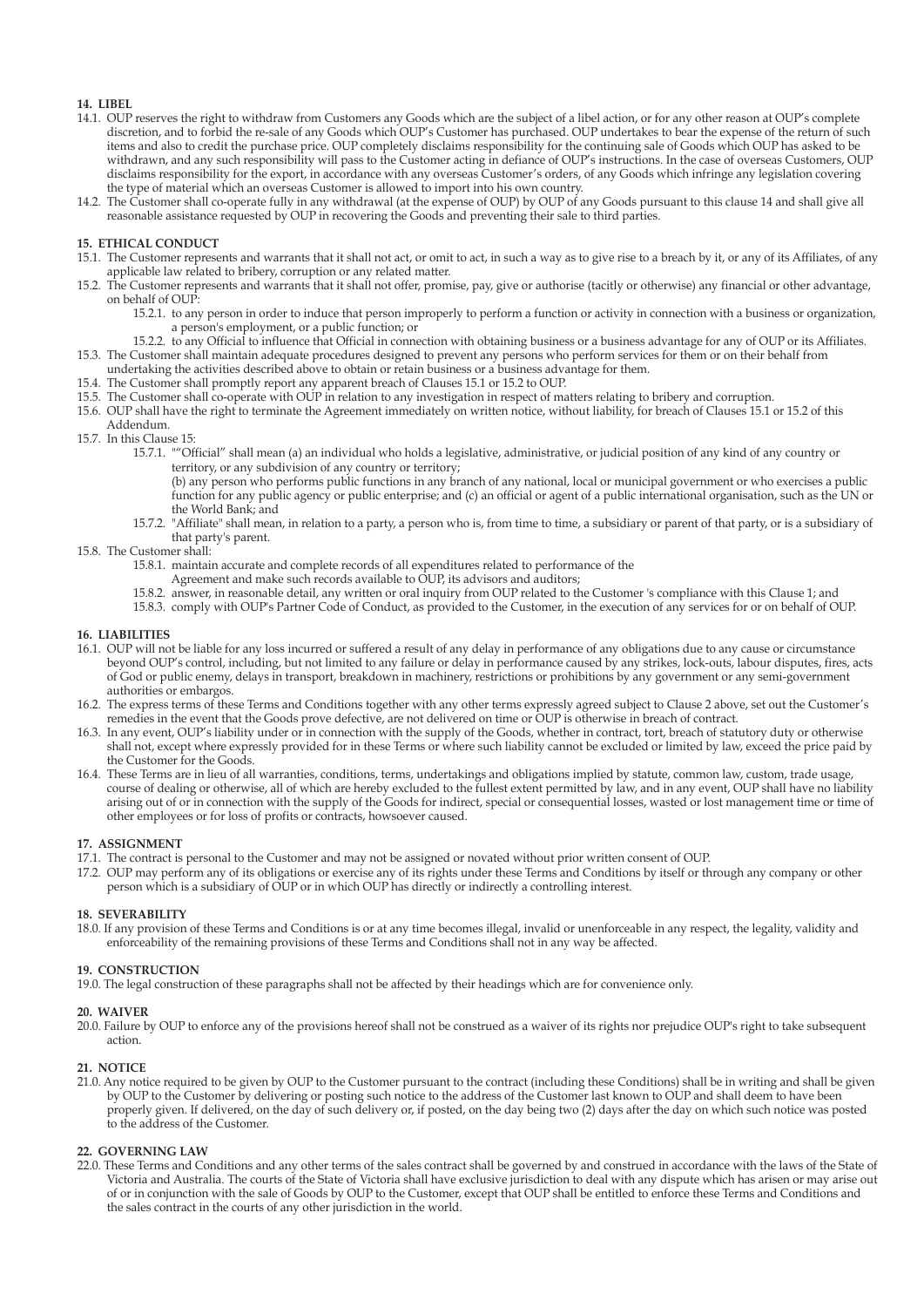**14. LIBEL**

14.1. OUP reserves the right to withdraw from Customers any Goods which are the subject of a libel action, or for any other reason at OUP's complete discretion, and to forbid the re-sale of any Goods which OUP's Customer has purchased. OUP undertakes to bear the expense of the return of such items and also to credit the purchase price. OUP completely disclaims responsibility for the continuing sale of Goods which OUP has asked to be withdrawn, and any such responsibility will pass to the Customer acting in defiance of OUP's instructions. In the case of overseas Customers, OUP disclaims responsibility for the export, in accordance with any overseas Customer's orders, of any Goods which infringe any legislation covering the type of material which an overseas Customer is allowed to import into his own country.

14.2. The Customer shall co-operate fully in any withdrawal (at the expense of OUP) by OUP of any Goods pursuant to this clause 14 and shall give all reasonable assistance requested by OUP in recovering the Goods and preventing their sale to third parties.

**15. ETHICAL CONDUCT**

15.1. The Customer represents and warrants that it shall not act, or omit to act, in such a way as to give rise to a breach by it, or any of its Affiliates, of any applicable law related to bribery, corruption or any related matter.

15.2. The Customer represents and warrants that it shall not offer, promise, pay, give or authorise (tacitly or otherwise) any financial or other advantage, on behalf of OUP:

15.2.1. to any person in order to induce that person improperly to perform a function or activity in connection with a business or organization, a person's employment, or a public function; or

15.2.2. to any Official to influence that Official in connection with obtaining business or a business advantage for any of OUP or its Affiliates.

15.3. The Customer shall maintain adequate procedures designed to prevent any persons who perform services for them or on their behalf from undertaking the activities described above to obtain or retain business or a business advantage for them.

15.4. The Customer shall promptly report any apparent breach of Clauses 15.1 or 15.2 to OUP.

15.5. The Customer shall co-operate with OUP in relation to any investigation in respect of matters relating to bribery and corruption.

15.6. OUP shall have the right to terminate the Agreement immediately on written notice, without liability, for breach of Clauses 15.1 or 15.2 of this Addendum.

15.7. In this Clause 15:

15.7.1. ""Official" shall mean (a) an individual who holds a legislative, administrative, or judicial position of any kind of any country or territory, or any subdivision of any country or territory;
(b) any person who performs public functions in any branch of any national, local or municipal government or who exercises a public function for any public agency or public enterprise; and (c) an official or agent of a public international organisation, such as the UN or the World Bank; and

15.7.2. "Affiliate" shall mean, in relation to a party, a person who is, from time to time, a subsidiary or parent of that party, or is a subsidiary of that party's parent.

15.8. The Customer shall:

15.8.1. maintain accurate and complete records of all expenditures related to performance of the Agreement and make such records available to OUP, its advisors and auditors;

15.8.2. answer, in reasonable detail, any written or oral inquiry from OUP related to the Customer 's compliance with this Clause 1; and

15.8.3. comply with OUP's Partner Code of Conduct, as provided to the Customer, in the execution of any services for or on behalf of OUP.

**16. LIABILITIES**

16.1. OUP will not be liable for any loss incurred or suffered a result of any delay in performance of any obligations due to any cause or circumstance beyond OUP's control, including, but not limited to any failure or delay in performance caused by any strikes, lock-outs, labour disputes, fires, acts of God or public enemy, delays in transport, breakdown in machinery, restrictions or prohibitions by any government or any semi-government authorities or embargos.

16.2. The express terms of these Terms and Conditions together with any other terms expressly agreed subject to Clause 2 above, set out the Customer's remedies in the event that the Goods prove defective, are not delivered on time or OUP is otherwise in breach of contract.

16.3. In any event, OUP's liability under or in connection with the supply of the Goods, whether in contract, tort, breach of statutory duty or otherwise shall not, except where expressly provided for in these Terms or where such liability cannot be excluded or limited by law, exceed the price paid by the Customer for the Goods.

16.4. These Terms are in lieu of all warranties, conditions, terms, undertakings and obligations implied by statute, common law, custom, trade usage, course of dealing or otherwise, all of which are hereby excluded to the fullest extent permitted by law, and in any event, OUP shall have no liability arising out of or in connection with the supply of the Goods for indirect, special or consequential losses, wasted or lost management time or time of other employees or for loss of profits or contracts, howsoever caused.

**17. ASSIGNMENT**

17.1. The contract is personal to the Customer and may not be assigned or novated without prior written consent of OUP.

17.2. OUP may perform any of its obligations or exercise any of its rights under these Terms and Conditions by itself or through any company or other person which is a subsidiary of OUP or in which OUP has directly or indirectly a controlling interest.

**18. SEVERABILITY**

18.0. If any provision of these Terms and Conditions is or at any time becomes illegal, invalid or unenforceable in any respect, the legality, validity and enforceability of the remaining provisions of these Terms and Conditions shall not in any way be affected.

**19. CONSTRUCTION**

19.0. The legal construction of these paragraphs shall not be affected by their headings which are for convenience only.

**20. WAIVER**

20.0. Failure by OUP to enforce any of the provisions hereof shall not be construed as a waiver of its rights nor prejudice OUP's right to take subsequent action.

**21. NOTICE**

21.0. Any notice required to be given by OUP to the Customer pursuant to the contract (including these Conditions) shall be in writing and shall be given by OUP to the Customer by delivering or posting such notice to the address of the Customer last known to OUP and shall deem to have been properly given. If delivered, on the day of such delivery or, if posted, on the day being two (2) days after the day on which such notice was posted to the address of the Customer.

**22. GOVERNING LAW**

22.0. These Terms and Conditions and any other terms of the sales contract shall be governed by and construed in accordance with the laws of the State of Victoria and Australia. The courts of the State of Victoria shall have exclusive jurisdiction to deal with any dispute which has arisen or may arise out of or in conjunction with the sale of Goods by OUP to the Customer, except that OUP shall be entitled to enforce these Terms and Conditions and the sales contract in the courts of any other jurisdiction in the world.